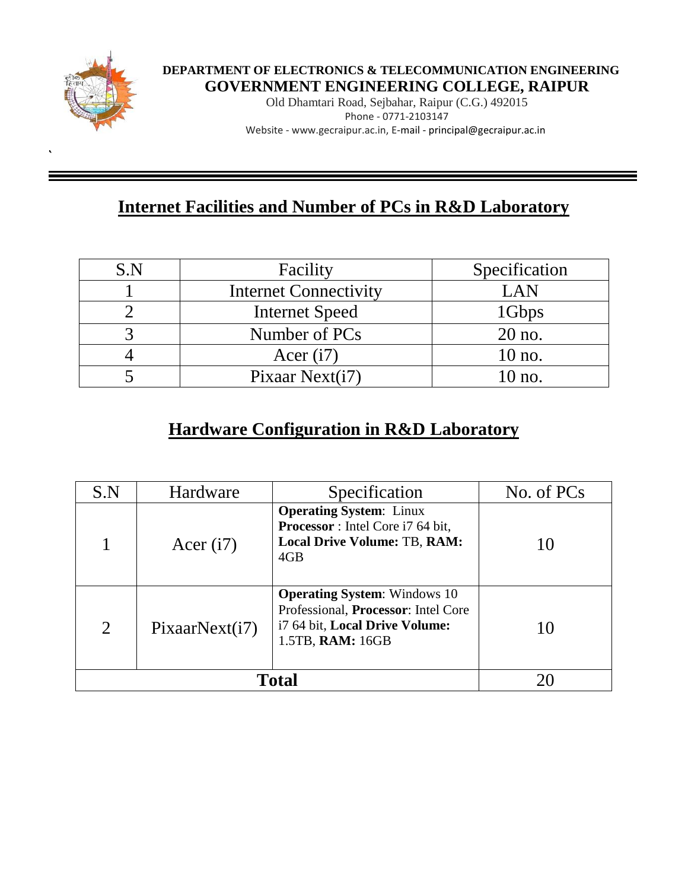**DEPARTMENT OF ELECTRONICS & TELECOMMUNICATION ENGINEERING**

**GOVERNMENT ENGINEERING COLLEGE, RAIPUR**

Old Dhamtari Road, Sejbahar, Raipur (C.G.) 492015

Phone - 0771-2103147

Website - www.gecraipur.ac.in, E-mail - principal@gecraipur.ac.in

## Internet Facilities and Number of PCs in R&D Laboratory

| S.N | Facility | Specification |
|---|---|---|
| 1 | Internet Connectivity | LAN |
| 2 | Internet Speed | 1Gbps |
| 3 | Number of PCs | 20 no. |
| 4 | Acer (i7) | 10 no. |
| 5 | Pixaar Next(i7) | 10 no. |

## Hardware Configuration in R&D Laboratory

| S.N | Hardware | Specification | No. of PCs |
|---|---|---|---|
| 1 | Acer (i7) | **Operating System**: Linux **Processor** : Intel Core i7 64 bit, **Local Drive Volume:** TB, **RAM:** 4GB | 10 |
| 2 | PixaarNext(i7) | **Operating System**: Windows 10 Professional, **Processor**: Intel Core i7 64 bit, **Local Drive Volume:** 1.5TB, **RAM:** 16GB | 10 |
| **Total** | | | 20 |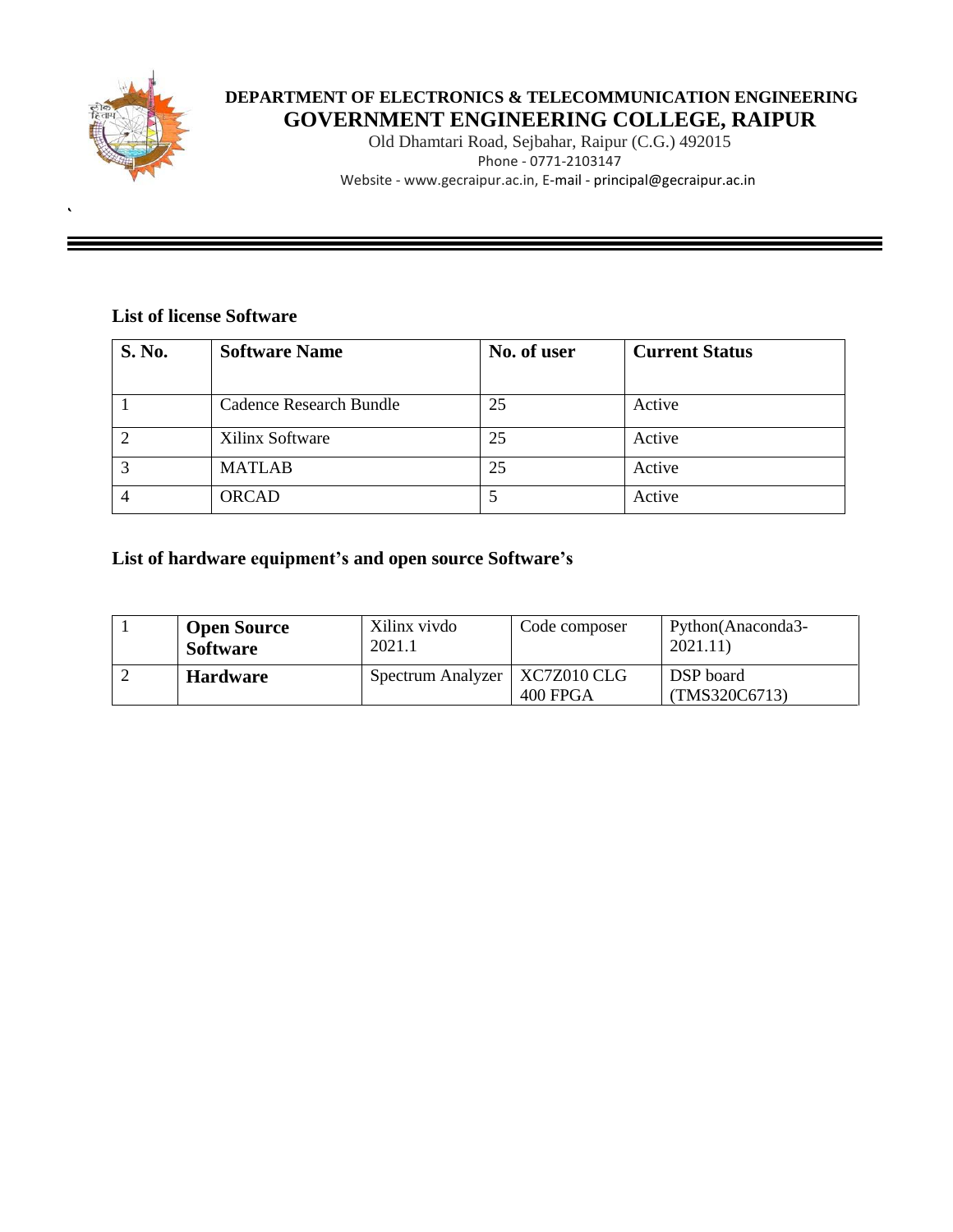**DEPARTMENT OF ELECTRONICS & TELECOMMUNICATION ENGINEERING**

**GOVERNMENT ENGINEERING COLLEGE, RAIPUR**

Old Dhamtari Road, Sejbahar, Raipur (C.G.) 492015

Phone - 0771-2103147

Website - www.gecraipur.ac.in, E-mail - principal@gecraipur.ac.in

`

### List of license Software

| S. No. | Software Name | No. of user | Current Status |
|---|---|---|---|
| 1 | Cadence Research Bundle | 25 | Active |
| 2 | Xilinx Software | 25 | Active |
| 3 | MATLAB | 25 | Active |
| 4 | ORCAD | 5 | Active |

### List of hardware equipment's and open source Software's

| | | | | |
|---|---|---|---|---|
| 1 | **Open Source Software** | Xilinx vivdo 2021.1 | Code composer | Python(Anaconda3-2021.11) |
| 2 | **Hardware** | Spectrum Analyzer | XC7Z010 CLG 400 FPGA | DSP board (TMS320C6713) |